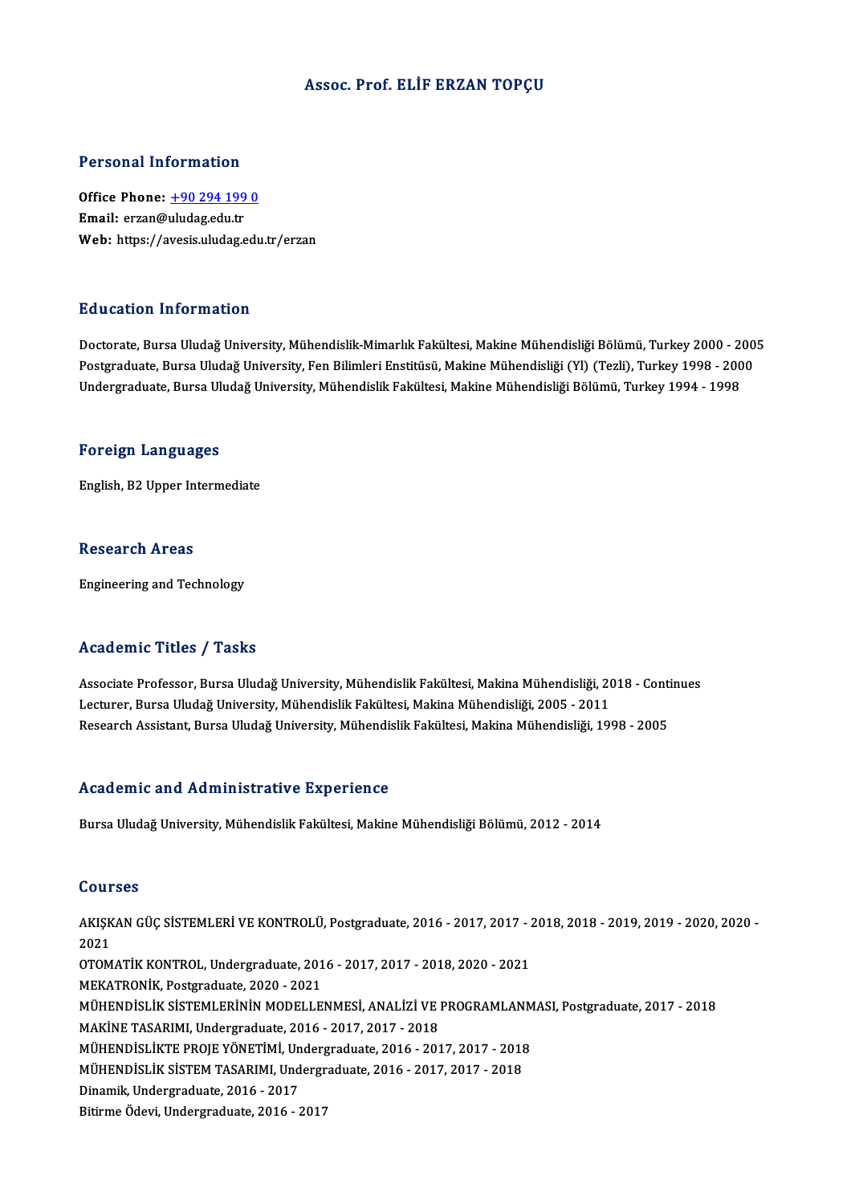# Assoc. Prof. ELİF ERZAN TOPÇU

## Personal Information

**Office Phone:** +90 294 199 0
**Email:** erzan@uludag.edu.tr
**Web:** https://avesis.uludag.edu.tr/erzan

## Education Information

Doctorate, Bursa Uludağ University, Mühendislik-Mimarlık Fakültesi, Makine Mühendisliği Bölümü, Turkey 2000 - 2005
Postgraduate, Bursa Uludağ University, Fen Bilimleri Enstitüsü, Makine Mühendisliği (Yl) (Tezli), Turkey 1998 - 2000
Undergraduate, Bursa Uludağ University, Mühendislik Fakültesi, Makine Mühendisliği Bölümü, Turkey 1994 - 1998

## Foreign Languages

English, B2 Upper Intermediate

## Research Areas

Engineering and Technology

## Academic Titles / Tasks

Associate Professor, Bursa Uludağ University, Mühendislik Fakültesi, Makina Mühendisliği, 2018 - Continues
Lecturer, Bursa Uludağ University, Mühendislik Fakültesi, Makina Mühendisliği, 2005 - 2011
Research Assistant, Bursa Uludağ University, Mühendislik Fakültesi, Makina Mühendisliği, 1998 - 2005

## Academic and Administrative Experience

Bursa Uludağ University, Mühendislik Fakültesi, Makine Mühendisliği Bölümü, 2012 - 2014

## Courses

AKIŞKAN GÜÇ SİSTEMLERİ VE KONTROLÜ, Postgraduate, 2016 - 2017, 2017 - 2018, 2018 - 2019, 2019 - 2020, 2020 - 2021
OTOMATİK KONTROL, Undergraduate, 2016 - 2017, 2017 - 2018, 2020 - 2021
MEKATRONİK, Postgraduate, 2020 - 2021
MÜHENDİSLİK SİSTEMLERİNİN MODELLENMESİ, ANALİZİ VE PROGRAMLANMASI, Postgraduate, 2017 - 2018
MAKİNE TASARIMI, Undergraduate, 2016 - 2017, 2017 - 2018
MÜHENDİSLİKTE PROJE YÖNETİMİ, Undergraduate, 2016 - 2017, 2017 - 2018
MÜHENDİSLİK SİSTEM TASARIMI, Undergraduate, 2016 - 2017, 2017 - 2018
Dinamik, Undergraduate, 2016 - 2017
Bitirme Ödevi, Undergraduate, 2016 - 2017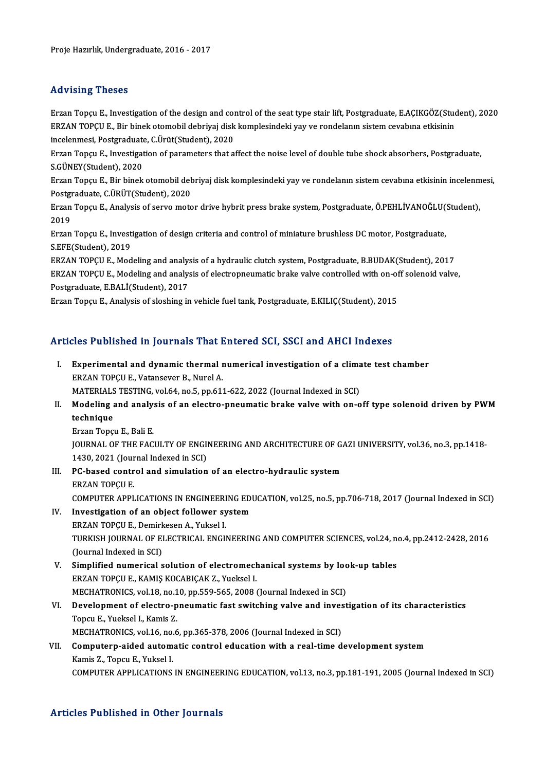Proje Hazırlık, Undergraduate, 2016 - 2017

## Advising Theses

Erzan Topçu E., Investigation of the design and control of the seat type stair lift, Postgraduate, E.AÇIKGÖZ(Student), 2020

ERZAN TOPÇU E., Bir binek otomobil debriyaj disk komplesindeki yay ve rondelanın sistem cevabına etkisinin incelenmesi, Postgraduate, C.Ürüt(Student), 2020

Erzan Topçu E., Investigation of parameters that affect the noise level of double tube shock absorbers, Postgraduate, S.GÜNEY(Student), 2020

Erzan Topçu E., Bir binek otomobil debriyaj disk komplesindeki yay ve rondelanın sistem cevabına etkisinin incelenmesi, Postgraduate, C.ÜRÜT(Student), 2020

Erzan Topçu E., Analysis of servo motor drive hybrit press brake system, Postgraduate, Ö.PEHLİVANOĞLU(Student), 2019

Erzan Topçu E., Investigation of design criteria and control of miniature brushless DC motor, Postgraduate, S.EFE(Student), 2019

ERZAN TOPÇU E., Modeling and analysis of a hydraulic clutch system, Postgraduate, B.BUDAK(Student), 2017

ERZAN TOPÇU E., Modeling and analysis of electropneumatic brake valve controlled with on-off solenoid valve, Postgraduate, E.BALİ(Student), 2017

Erzan Topçu E., Analysis of sloshing in vehicle fuel tank, Postgraduate, E.KILIÇ(Student), 2015

## Articles Published in Journals That Entered SCI, SSCI and AHCI Indexes

I. **Experimental and dynamic thermal numerical investigation of a climate test chamber**
ERZAN TOPÇU E., Vatansever B., Nurel A.
MATERIALS TESTING, vol.64, no.5, pp.611-622, 2022 (Journal Indexed in SCI)

II. **Modeling and analysis of an electro-pneumatic brake valve with on-off type solenoid driven by PWM technique**
Erzan Topçu E., Bali E.
JOURNAL OF THE FACULTY OF ENGINEERING AND ARCHITECTURE OF GAZI UNIVERSITY, vol.36, no.3, pp.1418-1430, 2021 (Journal Indexed in SCI)

III. **PC-based control and simulation of an electro-hydraulic system**
ERZAN TOPÇU E.
COMPUTER APPLICATIONS IN ENGINEERING EDUCATION, vol.25, no.5, pp.706-718, 2017 (Journal Indexed in SCI)

IV. **Investigation of an object follower system**
ERZAN TOPÇU E., Demirkesen A., Yuksel I.
TURKISH JOURNAL OF ELECTRICAL ENGINEERING AND COMPUTER SCIENCES, vol.24, no.4, pp.2412-2428, 2016 (Journal Indexed in SCI)

V. **Simplified numerical solution of electromechanical systems by look-up tables**
ERZAN TOPÇU E., KAMIŞ KOCABIÇAK Z., Yueksel I.
MECHATRONICS, vol.18, no.10, pp.559-565, 2008 (Journal Indexed in SCI)

VI. **Development of electro-pneumatic fast switching valve and investigation of its characteristics**
Topcu E., Yueksel I., Kamis Z.
MECHATRONICS, vol.16, no.6, pp.365-378, 2006 (Journal Indexed in SCI)

VII. **Computerp-aided automatic control education with a real-time development system**
Kamis Z., Topcu E., Yuksel I.
COMPUTER APPLICATIONS IN ENGINEERING EDUCATION, vol.13, no.3, pp.181-191, 2005 (Journal Indexed in SCI)

## Articles Published in Other Journals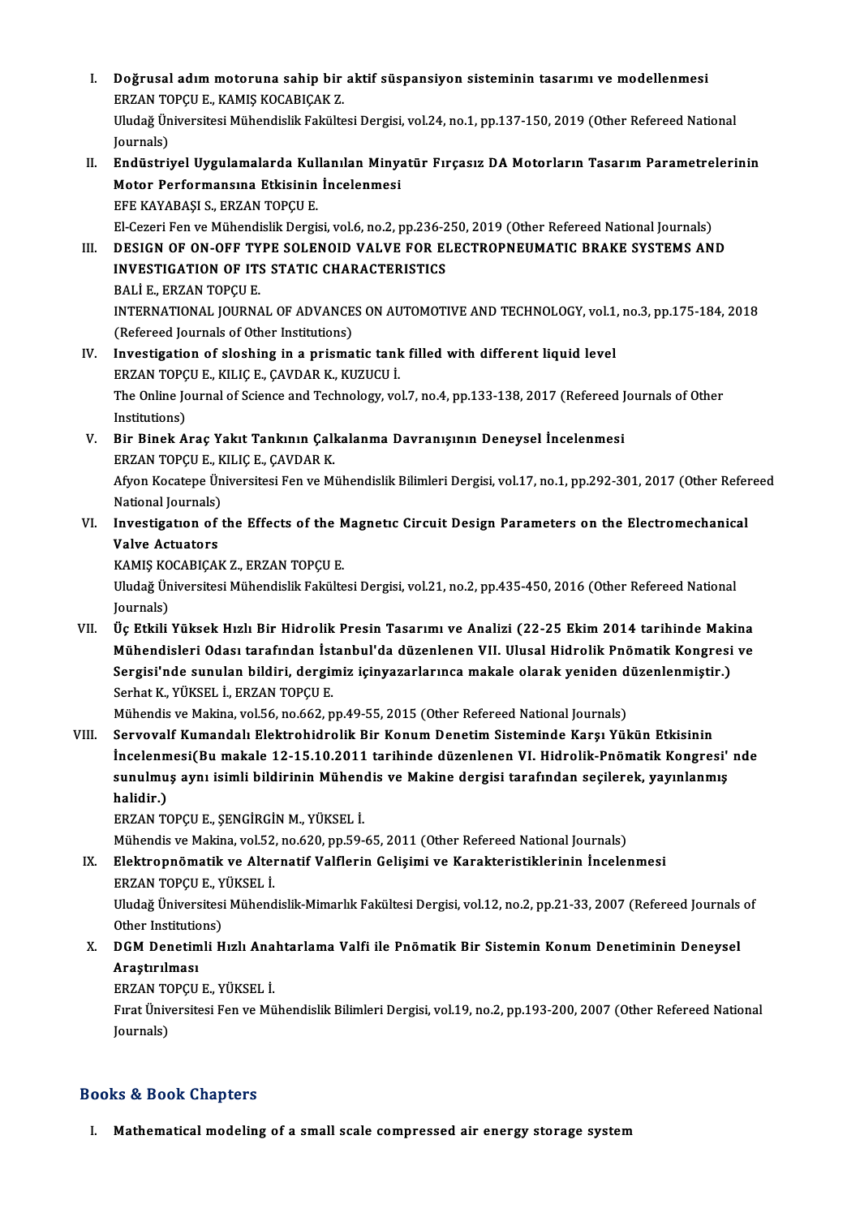I. **Doğrusal adım motoruna sahip bir aktif süspansiyon sisteminin tasarımı ve modellenmesi**
   ERZAN TOPÇU E., KAMIŞ KOCABIÇAK Z.
   Uludağ Üniversitesi Mühendislik Fakültesi Dergisi, vol.24, no.1, pp.137-150, 2019 (Other Refereed National Journals)

II. **Endüstriyel Uygulamalarda Kullanılan Minyatür Fırçasız DA Motorların Tasarım Parametrelerinin Motor Performansına Etkisinin İncelenmesi**
   EFE KAYABAŞI S., ERZAN TOPÇU E.
   El-Cezeri Fen ve Mühendislik Dergisi, vol.6, no.2, pp.236-250, 2019 (Other Refereed National Journals)

III. **DESIGN OF ON-OFF TYPE SOLENOID VALVE FOR ELECTROPNEUMATIC BRAKE SYSTEMS AND INVESTIGATION OF ITS STATIC CHARACTERISTICS**
   BALİ E., ERZAN TOPÇU E.
   INTERNATIONAL JOURNAL OF ADVANCES ON AUTOMOTIVE AND TECHNOLOGY, vol.1, no.3, pp.175-184, 2018 (Refereed Journals of Other Institutions)

IV. **Investigation of sloshing in a prismatic tank filled with different liquid level**
   ERZAN TOPÇU E., KILIÇ E., ÇAVDAR K., KUZUCU İ.
   The Online Journal of Science and Technology, vol.7, no.4, pp.133-138, 2017 (Refereed Journals of Other Institutions)

V. **Bir Binek Araç Yakıt Tankının Çalkalanma Davranışının Deneysel İncelenmesi**
   ERZAN TOPÇU E., KILIÇ E., ÇAVDAR K.
   Afyon Kocatepe Üniversitesi Fen ve Mühendislik Bilimleri Dergisi, vol.17, no.1, pp.292-301, 2017 (Other Refereed National Journals)

VI. **Investigatıon of the Effects of the Magnetıc Circuit Design Parameters on the Electromechanical Valve Actuators**
   KAMIŞ KOCABIÇAK Z., ERZAN TOPÇU E.
   Uludağ Üniversitesi Mühendislik Fakültesi Dergisi, vol.21, no.2, pp.435-450, 2016 (Other Refereed National Journals)

VII. **Üç Etkili Yüksek Hızlı Bir Hidrolik Presin Tasarımı ve Analizi (22-25 Ekim 2014 tarihinde Makina Mühendisleri Odası tarafından İstanbul'da düzenlenen VII. Ulusal Hidrolik Pnömatik Kongresi ve Sergisi'nde sunulan bildiri, dergimiz içinyazarlarınca makale olarak yeniden düzenlenmiştir.)**
   Serhat K., YÜKSEL İ., ERZAN TOPÇU E.
   Mühendis ve Makina, vol.56, no.662, pp.49-55, 2015 (Other Refereed National Journals)

VIII. **Servovalf Kumandalı Elektrohidrolik Bir Konum Denetim Sisteminde Karşı Yükün Etkisinin İncelenmesi(Bu makale 12-15.10.2011 tarihinde düzenlenen VI. Hidrolik-Pnömatik Kongresi' nde sunulmuş aynı isimli bildirinin Mühendis ve Makine dergisi tarafından seçilerek, yayınlanmış halidir.)**
   ERZAN TOPÇU E., ŞENGİRGİN M., YÜKSEL İ.
   Mühendis ve Makina, vol.52, no.620, pp.59-65, 2011 (Other Refereed National Journals)

IX. **Elektropnömatik ve Alternatif Valflerin Gelişimi ve Karakteristiklerinin İncelenmesi**
   ERZAN TOPÇU E., YÜKSEL İ.
   Uludağ Üniversitesi Mühendislik-Mimarlık Fakültesi Dergisi, vol.12, no.2, pp.21-33, 2007 (Refereed Journals of Other Institutions)

X. **DGM Denetimli Hızlı Anahtarlama Valfi ile Pnömatik Bir Sistemin Konum Denetiminin Deneysel Araştırılması**
   ERZAN TOPÇU E., YÜKSEL İ.
   Fırat Üniversitesi Fen ve Mühendislik Bilimleri Dergisi, vol.19, no.2, pp.193-200, 2007 (Other Refereed National Journals)

## Books & Book Chapters

I. **Mathematical modeling of a small scale compressed air energy storage system**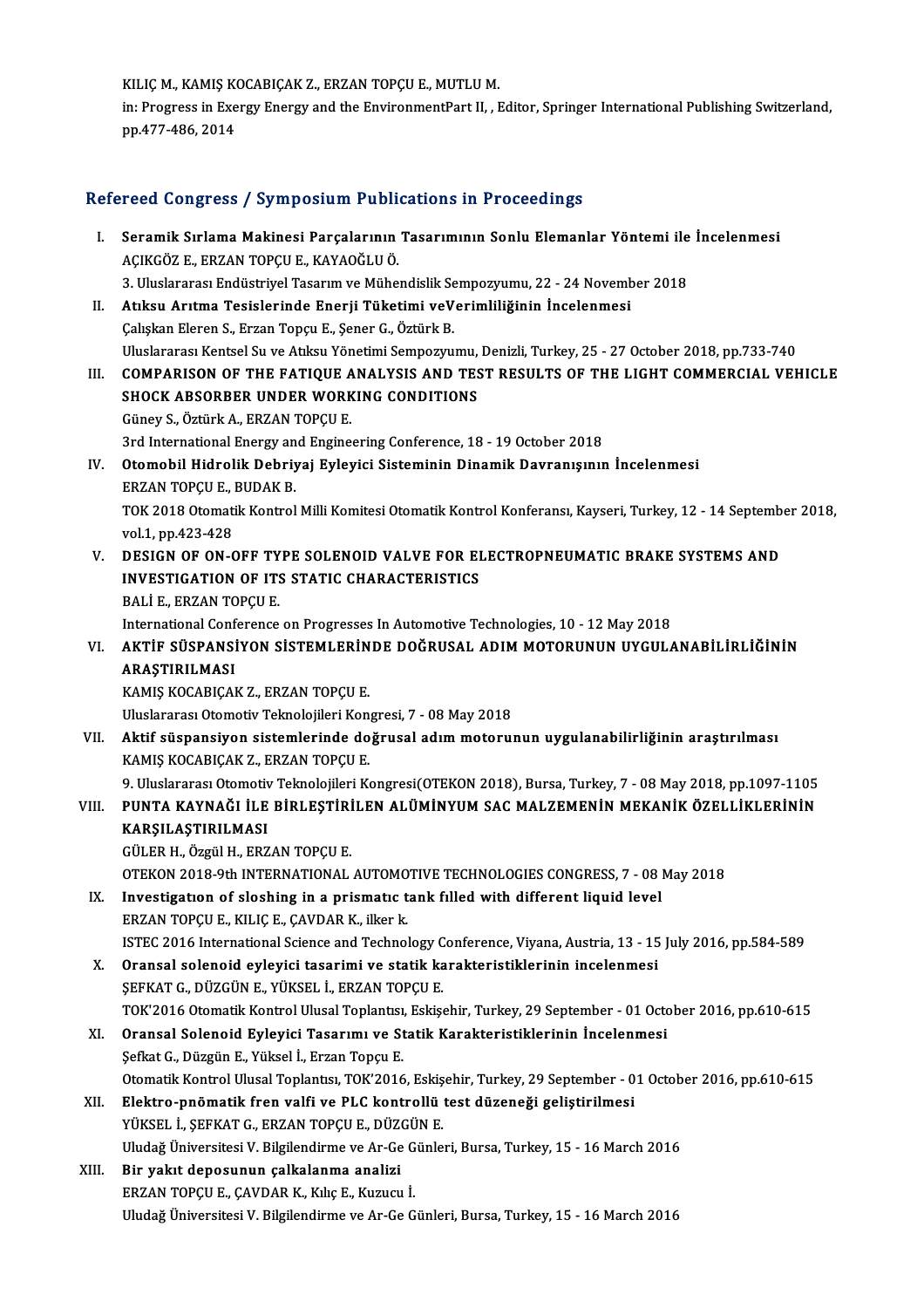KILIÇ M., KAMIŞ KOCABIÇAK Z., ERZAN TOPÇU E., MUTLU M.
in: Progress in Exergy Energy and the EnvironmentPart II, , Editor, Springer International Publishing Switzerland, pp.477-486, 2014

## Refereed Congress / Symposium Publications in Proceedings

I. **Seramik Sırlama Makinesi Parçalarının Tasarımının Sonlu Elemanlar Yöntemi ile İncelenmesi**
AÇIKGÖZ E., ERZAN TOPÇU E., KAYAOĞLU Ö.
3. Uluslararası Endüstriyel Tasarım ve Mühendislik Sempozyumu, 22 - 24 November 2018

II. **Atıksu Arıtma Tesislerinde Enerji Tüketimi veVerimliliğinin İncelenmesi**
Çalışkan Eleren S., Erzan Topçu E., Şener G., Öztürk B.
Uluslararası Kentsel Su ve Atıksu Yönetimi Sempozyumu, Denizli, Turkey, 25 - 27 October 2018, pp.733-740

III. **COMPARISON OF THE FATIQUE ANALYSIS AND TEST RESULTS OF THE LIGHT COMMERCIAL VEHICLE SHOCK ABSORBER UNDER WORKING CONDITIONS**
Güney S., Öztürk A., ERZAN TOPÇU E.
3rd International Energy and Engineering Conference, 18 - 19 October 2018

IV. **Otomobil Hidrolik Debriyaj Eyleyici Sisteminin Dinamik Davranışının İncelenmesi**
ERZAN TOPÇU E., BUDAK B.
TOK 2018 Otomatik Kontrol Milli Komitesi Otomatik Kontrol Konferansı, Kayseri, Turkey, 12 - 14 September 2018, vol.1, pp.423-428

V. **DESIGN OF ON-OFF TYPE SOLENOID VALVE FOR ELECTROPNEUMATIC BRAKE SYSTEMS AND INVESTIGATION OF ITS STATIC CHARACTERISTICS**
BALİ E., ERZAN TOPÇU E.
International Conference on Progresses In Automotive Technologies, 10 - 12 May 2018

VI. **AKTİF SÜSPANSİYON SİSTEMLERİNDE DOĞRUSAL ADIM MOTORUNUN UYGULANABİLİRLİĞİNİN ARAŞTIRILMASI**
KAMIŞ KOCABIÇAK Z., ERZAN TOPÇU E.
Uluslararası Otomotiv Teknolojileri Kongresi, 7 - 08 May 2018

VII. **Aktif süspansiyon sistemlerinde doğrusal adım motorunun uygulanabilirliğinin araştırılması**
KAMIŞ KOCABIÇAK Z., ERZAN TOPÇU E.
9. Uluslararası Otomotiv Teknolojileri Kongresi(OTEKON 2018), Bursa, Turkey, 7 - 08 May 2018, pp.1097-1105

VIII. **PUNTA KAYNAĞI İLE BİRLEŞTİRİLEN ALÜMİNYUM SAC MALZEMENİN MEKANİK ÖZELLİKLERİNİN KARŞILAŞTIRILMASI**
GÜLER H., Özgül H., ERZAN TOPÇU E.
OTEKON 2018-9th INTERNATIONAL AUTOMOTIVE TECHNOLOGIES CONGRESS, 7 - 08 May 2018

IX. **Investigatıon of sloshing in a prismatıc tank fılled with different liquid level**
ERZAN TOPÇU E., KILIÇ E., ÇAVDAR K., ilker k.
ISTEC 2016 International Science and Technology Conference, Viyana, Austria, 13 - 15 July 2016, pp.584-589

X. **Oransal solenoid eyleyici tasarimi ve statik karakteristiklerinin incelenmesi**
ŞEFKAT G., DÜZGÜN E., YÜKSEL İ., ERZAN TOPÇU E.
TOK'2016 Otomatik Kontrol Ulusal Toplantısı, Eskişehir, Turkey, 29 September - 01 October 2016, pp.610-615

XI. **Oransal Solenoid Eyleyici Tasarımı ve Statik Karakteristiklerinin İncelenmesi**
Şefkat G., Düzgün E., Yüksel İ., Erzan Topçu E.
Otomatik Kontrol Ulusal Toplantısı, TOK'2016, Eskişehir, Turkey, 29 September - 01 October 2016, pp.610-615

XII. **Elektro-pnömatik fren valfi ve PLC kontrollü test düzeneği geliştirilmesi**
YÜKSEL İ., ŞEFKAT G., ERZAN TOPÇU E., DÜZGÜN E.
Uludağ Üniversitesi V. Bilgilendirme ve Ar-Ge Günleri, Bursa, Turkey, 15 - 16 March 2016

XIII. **Bir yakıt deposunun çalkalanma analizi**
ERZAN TOPÇU E., ÇAVDAR K., Kılıç E., Kuzucu İ.
Uludağ Üniversitesi V. Bilgilendirme ve Ar-Ge Günleri, Bursa, Turkey, 15 - 16 March 2016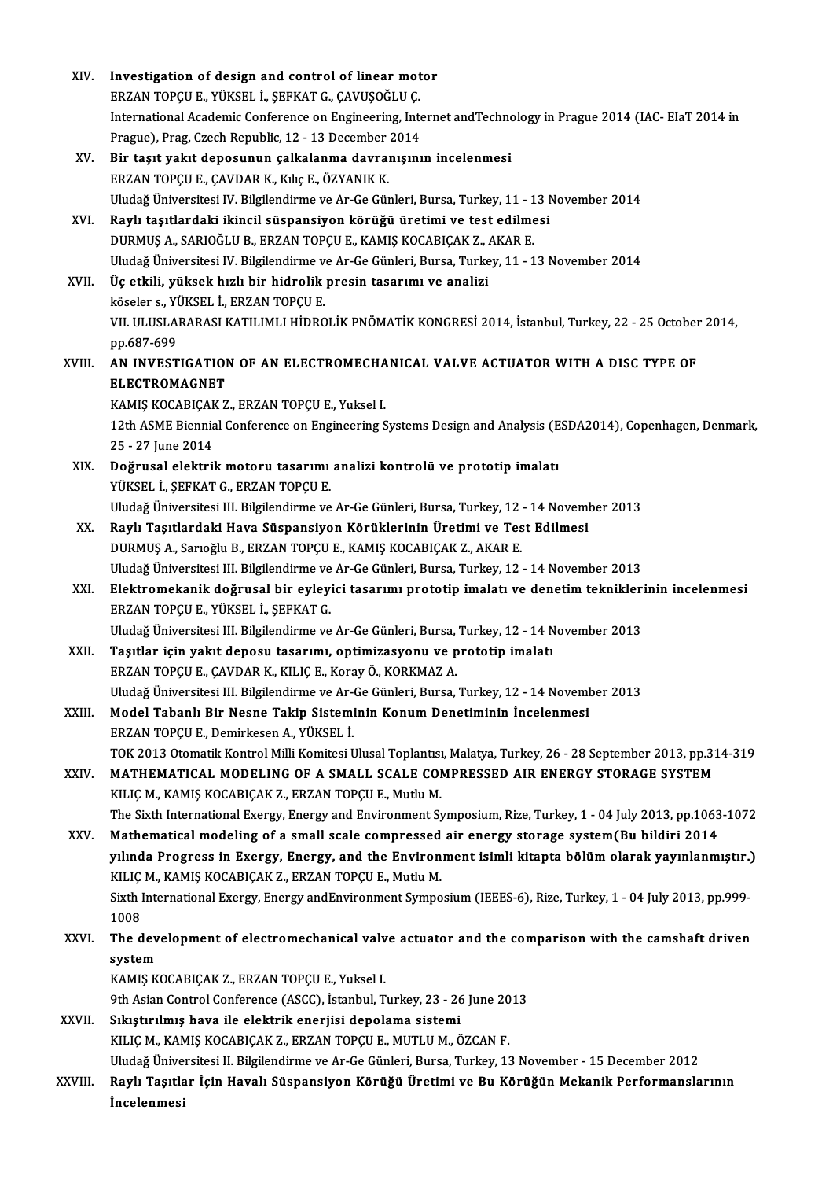XIV. **Investigation of design and control of linear motor**
ERZAN TOPÇU E., YÜKSEL İ., ŞEFKAT G., ÇAVUŞOĞLU Ç.
International Academic Conference on Engineering, Internet andTechnology in Prague 2014 (IAC- EIaT 2014 in Prague), Prag, Czech Republic, 12 - 13 December 2014

XV. **Bir taşıt yakıt deposunun çalkalanma davranışının incelenmesi**
ERZAN TOPÇU E., ÇAVDAR K., Kılıç E., ÖZYANIK K.
Uludağ Üniversitesi IV. Bilgilendirme ve Ar-Ge Günleri, Bursa, Turkey, 11 - 13 November 2014

XVI. **Raylı taşıtlardaki ikincil süspansiyon körüğü üretimi ve test edilmesi**
DURMUŞ A., SARIOĞLU B., ERZAN TOPÇU E., KAMIŞ KOCABIÇAK Z., AKAR E.
Uludağ Üniversitesi IV. Bilgilendirme ve Ar-Ge Günleri, Bursa, Turkey, 11 - 13 November 2014

XVII. **Üç etkili, yüksek hızlı bir hidrolik presin tasarımı ve analizi**
köseler s., YÜKSEL İ., ERZAN TOPÇU E.
VII. ULUSLARARASI KATILIMLI HİDROLİK PNÖMATİK KONGRESİ 2014, İstanbul, Turkey, 22 - 25 October 2014, pp.687-699

XVIII. **AN INVESTIGATION OF AN ELECTROMECHANICAL VALVE ACTUATOR WITH A DISC TYPE OF ELECTROMAGNET**
KAMIŞ KOCABIÇAK Z., ERZAN TOPÇU E., Yuksel I.
12th ASME Biennial Conference on Engineering Systems Design and Analysis (ESDA2014), Copenhagen, Denmark, 25 - 27 June 2014

XIX. **Doğrusal elektrik motoru tasarımı analizi kontrolü ve prototip imalatı**
YÜKSEL İ., ŞEFKAT G., ERZAN TOPÇU E.
Uludağ Üniversitesi III. Bilgilendirme ve Ar-Ge Günleri, Bursa, Turkey, 12 - 14 November 2013

XX. **Raylı Taşıtlardaki Hava Süspansiyon Körüklerinin Üretimi ve Test Edilmesi**
DURMUŞ A., Sarıoğlu B., ERZAN TOPÇU E., KAMIŞ KOCABIÇAK Z., AKAR E.
Uludağ Üniversitesi III. Bilgilendirme ve Ar-Ge Günleri, Bursa, Turkey, 12 - 14 November 2013

XXI. **Elektromekanik doğrusal bir eyleyici tasarımı prototip imalatı ve denetim tekniklerinin incelenmesi**
ERZAN TOPÇU E., YÜKSEL İ., ŞEFKAT G.
Uludağ Üniversitesi III. Bilgilendirme ve Ar-Ge Günleri, Bursa, Turkey, 12 - 14 November 2013

XXII. **Taşıtlar için yakıt deposu tasarımı, optimizasyonu ve prototip imalatı**
ERZAN TOPÇU E., ÇAVDAR K., KILIÇ E., Koray Ö., KORKMAZ A.
Uludağ Üniversitesi III. Bilgilendirme ve Ar-Ge Günleri, Bursa, Turkey, 12 - 14 November 2013

XXIII. **Model Tabanlı Bir Nesne Takip Sisteminin Konum Denetiminin İncelenmesi**
ERZAN TOPÇU E., Demirkesen A., YÜKSEL İ.
TOK 2013 Otomatik Kontrol Milli Komitesi Ulusal Toplantısı, Malatya, Turkey, 26 - 28 September 2013, pp.314-319

XXIV. **MATHEMATICAL MODELING OF A SMALL SCALE COMPRESSED AIR ENERGY STORAGE SYSTEM**
KILIÇ M., KAMIŞ KOCABIÇAK Z., ERZAN TOPÇU E., Mutlu M.
The Sixth International Exergy, Energy and Environment Symposium, Rize, Turkey, 1 - 04 July 2013, pp.1063-1072

XXV. **Mathematical modeling of a small scale compressed air energy storage system(Bu bildiri 2014 yılında Progress in Exergy, Energy, and the Environment isimli kitapta bölüm olarak yayınlanmıştır.)**
KILIÇ M., KAMIŞ KOCABIÇAK Z., ERZAN TOPÇU E., Mutlu M.
Sixth International Exergy, Energy andEnvironment Symposium (IEEES-6), Rize, Turkey, 1 - 04 July 2013, pp.999-1008

XXVI. **The development of electromechanical valve actuator and the comparison with the camshaft driven system**
KAMIŞ KOCABIÇAK Z., ERZAN TOPÇU E., Yuksel I.
9th Asian Control Conference (ASCC), İstanbul, Turkey, 23 - 26 June 2013

XXVII. **Sıkıştırılmış hava ile elektrik enerjisi depolama sistemi**
KILIÇ M., KAMIŞ KOCABIÇAK Z., ERZAN TOPÇU E., MUTLU M., ÖZCAN F.
Uludağ Üniversitesi II. Bilgilendirme ve Ar-Ge Günleri, Bursa, Turkey, 13 November - 15 December 2012

XXVIII. **Raylı Taşıtlar İçin Havalı Süspansiyon Körüğü Üretimi ve Bu Körüğün Mekanik Performanslarının İncelenmesi**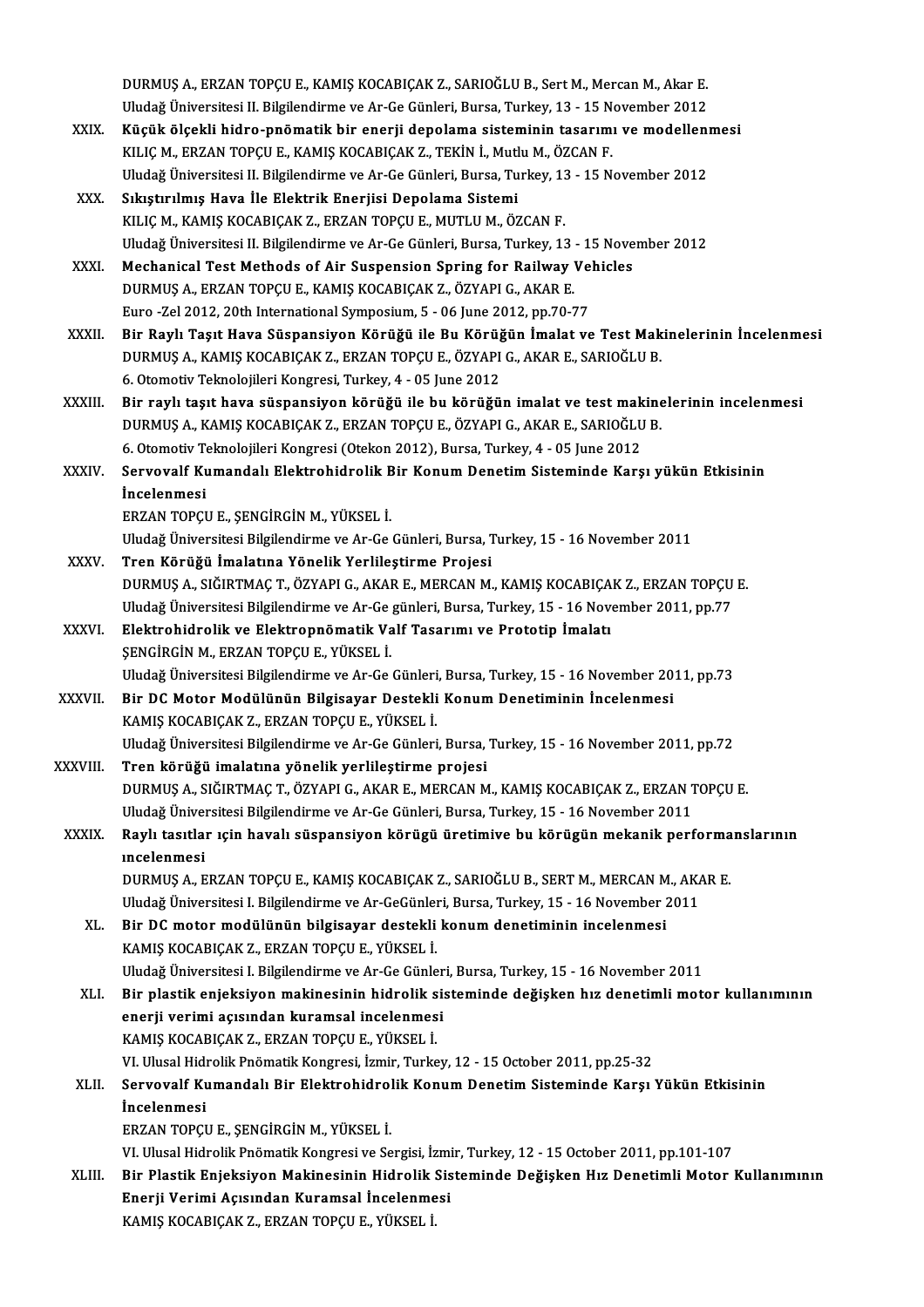DURMUŞ A., ERZAN TOPÇU E., KAMIŞ KOCABIÇAK Z., SARIOĞLU B., Sert M., Mercan M., Akar E.
Uludağ Üniversitesi II. Bilgilendirme ve Ar-Ge Günleri, Bursa, Turkey, 13 - 15 November 2012

XXIX. **Küçük ölçekli hidro-pnömatik bir enerji depolama sisteminin tasarımı ve modellenmesi**
KILIÇ M., ERZAN TOPÇU E., KAMIŞ KOCABIÇAK Z., TEKİN İ., Mutlu M., ÖZCAN F.
Uludağ Üniversitesi II. Bilgilendirme ve Ar-Ge Günleri, Bursa, Turkey, 13 - 15 November 2012

XXX. **Sıkıştırılmış Hava İle Elektrik Enerjisi Depolama Sistemi**
KILIÇ M., KAMIŞ KOCABIÇAK Z., ERZAN TOPÇU E., MUTLU M., ÖZCAN F.
Uludağ Üniversitesi II. Bilgilendirme ve Ar-Ge Günleri, Bursa, Turkey, 13 - 15 November 2012

XXXI. **Mechanical Test Methods of Air Suspension Spring for Railway Vehicles**
DURMUŞ A., ERZAN TOPÇU E., KAMIŞ KOCABIÇAK Z., ÖZYAPI G., AKAR E.
Euro -Zel 2012, 20th International Symposium, 5 - 06 June 2012, pp.70-77

XXXII. **Bir Raylı Taşıt Hava Süspansiyon Körüğü ile Bu Körüğün İmalat ve Test Makinelerinin İncelenmesi**
DURMUŞ A., KAMIŞ KOCABIÇAK Z., ERZAN TOPÇU E., ÖZYAPI G., AKAR E., SARIOĞLU B.
6. Otomotiv Teknolojileri Kongresi, Turkey, 4 - 05 June 2012

XXXIII. **Bir raylı taşıt hava süspansiyon körüğü ile bu körüğün imalat ve test makinelerinin incelenmesi**
DURMUŞ A., KAMIŞ KOCABIÇAK Z., ERZAN TOPÇU E., ÖZYAPI G., AKAR E., SARIOĞLU B.
6. Otomotiv Teknolojileri Kongresi (Otekon 2012), Bursa, Turkey, 4 - 05 June 2012

XXXIV. **Servovalf Kumandalı Elektrohidrolik Bir Konum Denetim Sisteminde Karşı yükün Etkisinin İncelenmesi**
ERZAN TOPÇU E., ŞENGİRGİN M., YÜKSEL İ.
Uludağ Üniversitesi Bilgilendirme ve Ar-Ge Günleri, Bursa, Turkey, 15 - 16 November 2011

XXXV. **Tren Körüğü İmalatına Yönelik Yerlileştirme Projesi**
DURMUŞ A., SIĞIRTMAÇ T., ÖZYAPI G., AKAR E., MERCAN M., KAMIŞ KOCABIÇAK Z., ERZAN TOPÇU E.
Uludağ Üniversitesi Bilgilendirme ve Ar-Ge günleri, Bursa, Turkey, 15 - 16 November 2011, pp.77

XXXVI. **Elektrohidrolik ve Elektropnömatik Valf Tasarımı ve Prototip İmalatı**
ŞENGİRGİN M., ERZAN TOPÇU E., YÜKSEL İ.
Uludağ Üniversitesi Bilgilendirme ve Ar-Ge Günleri, Bursa, Turkey, 15 - 16 November 2011, pp.73

XXXVII. **Bir DC Motor Modülünün Bilgisayar Destekli Konum Denetiminin İncelenmesi**
KAMIŞ KOCABIÇAK Z., ERZAN TOPÇU E., YÜKSEL İ.
Uludağ Üniversitesi Bilgilendirme ve Ar-Ge Günleri, Bursa, Turkey, 15 - 16 November 2011, pp.72

XXXVIII. **Tren körüğü imalatına yönelik yerlileştirme projesi**
DURMUŞ A., SIĞIRTMAÇ T., ÖZYAPI G., AKAR E., MERCAN M., KAMIŞ KOCABIÇAK Z., ERZAN TOPÇU E.
Uludağ Üniversitesi Bilgilendirme ve Ar-Ge Günleri, Bursa, Turkey, 15 - 16 November 2011

XXXIX. **Raylı tasıtlar ıçin havalı süspansiyon körügü üretimive bu körügün mekanik performanslarının ıncelenmesi**
DURMUŞ A., ERZAN TOPÇU E., KAMIŞ KOCABIÇAK Z., SARIOĞLU B., SERT M., MERCAN M., AKAR E.
Uludağ Üniversitesi I. Bilgilendirme ve Ar-GeGünleri, Bursa, Turkey, 15 - 16 November 2011

XL. **Bir DC motor modülünün bilgisayar destekli konum denetiminin incelenmesi**
KAMIŞ KOCABIÇAK Z., ERZAN TOPÇU E., YÜKSEL İ.
Uludağ Üniversitesi I. Bilgilendirme ve Ar-Ge Günleri, Bursa, Turkey, 15 - 16 November 2011

XLI. **Bir plastik enjeksiyon makinesinin hidrolik sisteminde değişken hız denetimli motor kullanımının enerji verimi açısından kuramsal incelenmesi**
KAMIŞ KOCABIÇAK Z., ERZAN TOPÇU E., YÜKSEL İ.
VI. Ulusal Hidrolik Pnömatik Kongresi, İzmir, Turkey, 12 - 15 October 2011, pp.25-32

XLII. **Servovalf Kumandalı Bir Elektrohidrolik Konum Denetim Sisteminde Karşı Yükün Etkisinin İncelenmesi**
ERZAN TOPÇU E., ŞENGİRGİN M., YÜKSEL İ.
VI. Ulusal Hidrolik Pnömatik Kongresi ve Sergisi, İzmir, Turkey, 12 - 15 October 2011, pp.101-107

XLIII. **Bir Plastik Enjeksiyon Makinesinin Hidrolik Sisteminde Değişken Hız Denetimli Motor Kullanımının Enerji Verimi Açısından Kuramsal İncelenmesi**
KAMIŞ KOCABIÇAK Z., ERZAN TOPÇU E., YÜKSEL İ.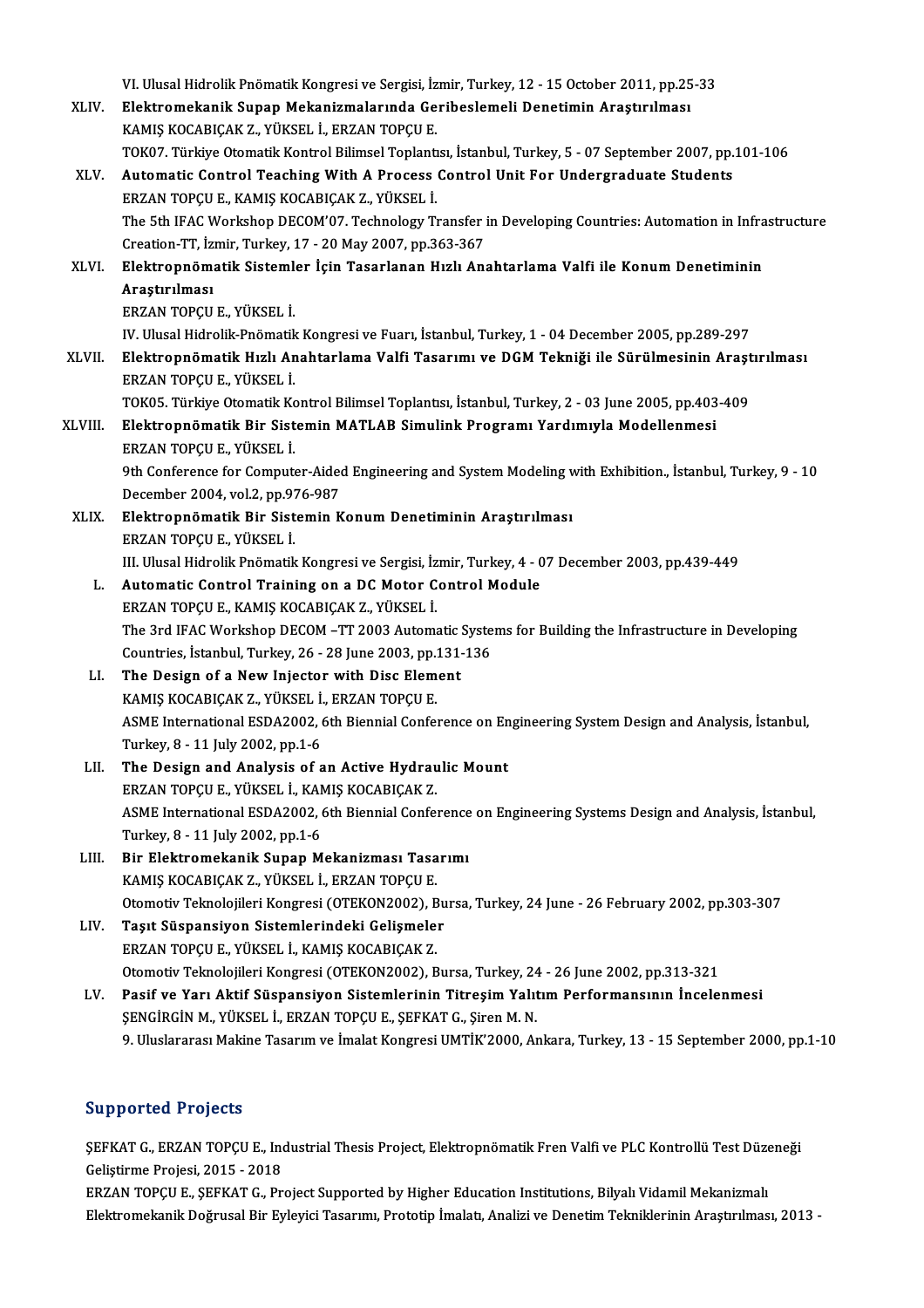VI. Ulusal Hidrolik Pnömatik Kongresi ve Sergisi, İzmir, Turkey, 12 - 15 October 2011, pp.25-33

XLIV. **Elektromekanik Supap Mekanizmalarında Geribeslemeli Denetimin Araştırılması**
KAMIŞ KOCABIÇAK Z., YÜKSEL İ., ERZAN TOPÇU E.
TOK07. Türkiye Otomatik Kontrol Bilimsel Toplantısı, İstanbul, Turkey, 5 - 07 September 2007, pp.101-106

XLV. **Automatic Control Teaching With A Process Control Unit For Undergraduate Students**
ERZAN TOPÇU E., KAMIŞ KOCABIÇAK Z., YÜKSEL İ.
The 5th IFAC Workshop DECOM'07. Technology Transfer in Developing Countries: Automation in Infrastructure Creation-TT, İzmir, Turkey, 17 - 20 May 2007, pp.363-367

XLVI. **Elektropnömatik Sistemler İçin Tasarlanan Hızlı Anahtarlama Valfi ile Konum Denetiminin Araştırılması**
ERZAN TOPÇU E., YÜKSEL İ.
IV. Ulusal Hidrolik-Pnömatik Kongresi ve Fuarı, İstanbul, Turkey, 1 - 04 December 2005, pp.289-297

XLVII. **Elektropnömatik Hızlı Anahtarlama Valfi Tasarımı ve DGM Tekniği ile Sürülmesinin Araştırılması**
ERZAN TOPÇU E., YÜKSEL İ.
TOK05. Türkiye Otomatik Kontrol Bilimsel Toplantısı, İstanbul, Turkey, 2 - 03 June 2005, pp.403-409

XLVIII. **Elektropnömatik Bir Sistemin MATLAB Simulink Programı Yardımıyla Modellenmesi**
ERZAN TOPÇU E., YÜKSEL İ.
9th Conference for Computer-Aided Engineering and System Modeling with Exhibition., İstanbul, Turkey, 9 - 10 December 2004, vol.2, pp.976-987

XLIX. **Elektropnömatik Bir Sistemin Konum Denetiminin Araştırılması**
ERZAN TOPÇU E., YÜKSEL İ.
III. Ulusal Hidrolik Pnömatik Kongresi ve Sergisi, İzmir, Turkey, 4 - 07 December 2003, pp.439-449

L. **Automatic Control Training on a DC Motor Control Module**
ERZAN TOPÇU E., KAMIŞ KOCABIÇAK Z., YÜKSEL İ.
The 3rd IFAC Workshop DECOM –TT 2003 Automatic Systems for Building the Infrastructure in Developing Countries, İstanbul, Turkey, 26 - 28 June 2003, pp.131-136

LI. **The Design of a New Injector with Disc Element**
KAMIŞ KOCABIÇAK Z., YÜKSEL İ., ERZAN TOPÇU E.
ASME International ESDA2002, 6th Biennial Conference on Engineering System Design and Analysis, İstanbul, Turkey, 8 - 11 July 2002, pp.1-6

LII. **The Design and Analysis of an Active Hydraulic Mount**
ERZAN TOPÇU E., YÜKSEL İ., KAMIŞ KOCABIÇAK Z.
ASME International ESDA2002, 6th Biennial Conference on Engineering Systems Design and Analysis, İstanbul, Turkey, 8 - 11 July 2002, pp.1-6

LIII. **Bir Elektromekanik Supap Mekanizması Tasarımı**
KAMIŞ KOCABIÇAK Z., YÜKSEL İ., ERZAN TOPÇU E.
Otomotiv Teknolojileri Kongresi (OTEKON2002), Bursa, Turkey, 24 June - 26 February 2002, pp.303-307

LIV. **Taşıt Süspansiyon Sistemlerindeki Gelişmeler**
ERZAN TOPÇU E., YÜKSEL İ., KAMIŞ KOCABIÇAK Z.
Otomotiv Teknolojileri Kongresi (OTEKON2002), Bursa, Turkey, 24 - 26 June 2002, pp.313-321

LV. **Pasif ve Yarı Aktif Süspansiyon Sistemlerinin Titreşim Yalıtım Performansının İncelenmesi**
ŞENGİRGİN M., YÜKSEL İ., ERZAN TOPÇU E., ŞEFKAT G., Şiren M. N.
9. Uluslararası Makine Tasarım ve İmalat Kongresi UMTİK'2000, Ankara, Turkey, 13 - 15 September 2000, pp.1-10

## Supported Projects

ŞEFKAT G., ERZAN TOPÇU E., Industrial Thesis Project, Elektropnömatik Fren Valfi ve PLC Kontrollü Test Düzeneği Geliştirme Projesi, 2015 - 2018

ERZAN TOPÇU E., ŞEFKAT G., Project Supported by Higher Education Institutions, Bilyalı Vidamil Mekanizmalı Elektromekanik Doğrusal Bir Eyleyici Tasarımı, Prototip İmalatı, Analizi ve Denetim Tekniklerinin Araştırılması, 2013 -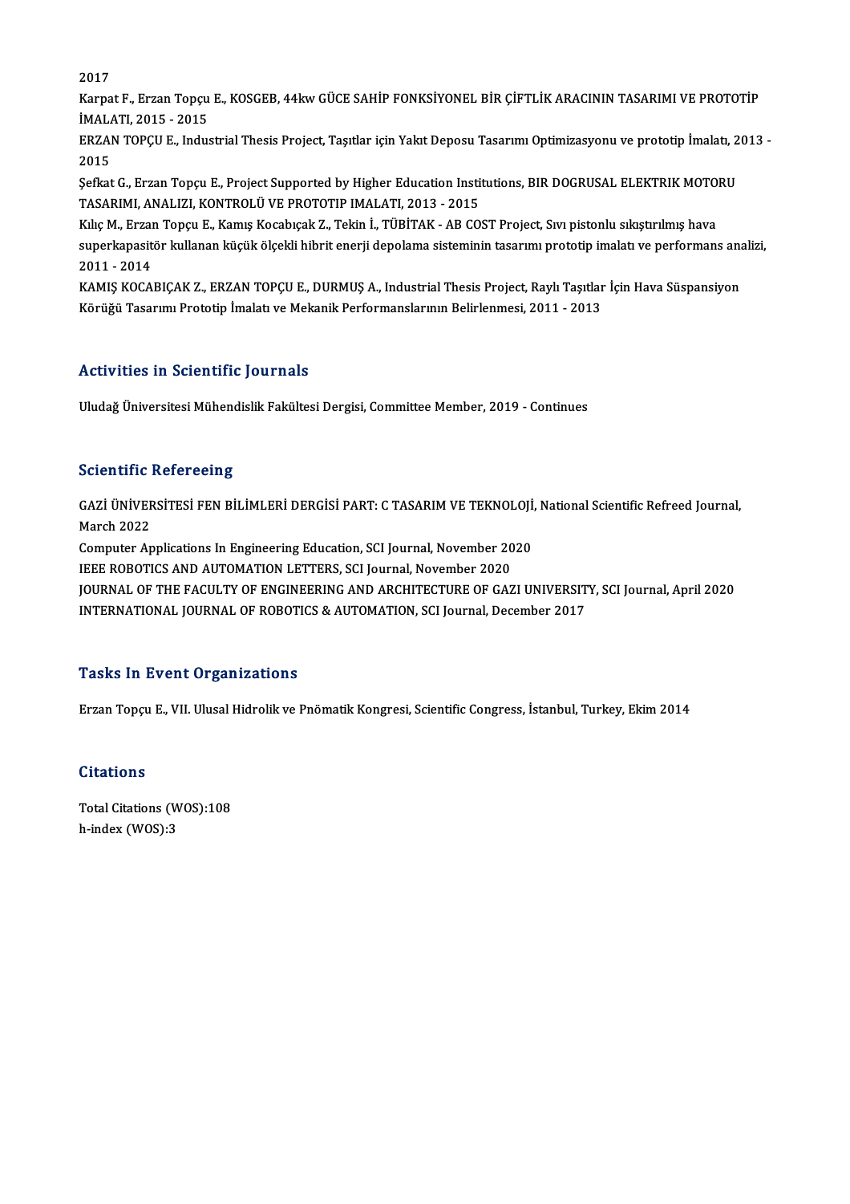2017

Karpat F., Erzan Topçu E., KOSGEB, 44kw GÜCE SAHİP FONKSİYONEL BİR ÇİFTLİK ARACININ TASARIMI VE PROTOTİP İMALATI, 2015 - 2015

ERZAN TOPÇU E., Industrial Thesis Project, Taşıtlar için Yakıt Deposu Tasarımı Optimizasyonu ve prototip İmalatı, 2013 - 2015

Şefkat G., Erzan Topçu E., Project Supported by Higher Education Institutions, BIR DOGRUSAL ELEKTRIK MOTORU TASARIMI, ANALIZI, KONTROLÜ VE PROTOTIP IMALATI, 2013 - 2015

Kılıç M., Erzan Topçu E., Kamış Kocabıçak Z., Tekin İ., TÜBİTAK - AB COST Project, Sıvı pistonlu sıkıştırılmış hava superkapasitör kullanan küçük ölçekli hibrit enerji depolama sisteminin tasarımı prototip imalatı ve performans analizi, 2011 - 2014

KAMIŞ KOCABIÇAK Z., ERZAN TOPÇU E., DURMUŞ A., Industrial Thesis Project, Raylı Taşıtlar İçin Hava Süspansiyon Körüğü Tasarımı Prototip İmalatı ve Mekanik Performanslarının Belirlenmesi, 2011 - 2013

## Activities in Scientific Journals

Uludağ Üniversitesi Mühendislik Fakültesi Dergisi, Committee Member, 2019 - Continues

## Scientific Refereeing

GAZİ ÜNİVERSİTESİ FEN BİLİMLERİ DERGİSİ PART: C TASARIM VE TEKNOLOJİ, National Scientific Refreed Journal, March 2022

Computer Applications In Engineering Education, SCI Journal, November 2020

IEEE ROBOTICS AND AUTOMATION LETTERS, SCI Journal, November 2020

JOURNAL OF THE FACULTY OF ENGINEERING AND ARCHITECTURE OF GAZI UNIVERSITY, SCI Journal, April 2020

INTERNATIONAL JOURNAL OF ROBOTICS & AUTOMATION, SCI Journal, December 2017

## Tasks In Event Organizations

Erzan Topçu E., VII. Ulusal Hidrolik ve Pnömatik Kongresi, Scientific Congress, İstanbul, Turkey, Ekim 2014

## Citations

Total Citations (WOS):108

h-index (WOS):3